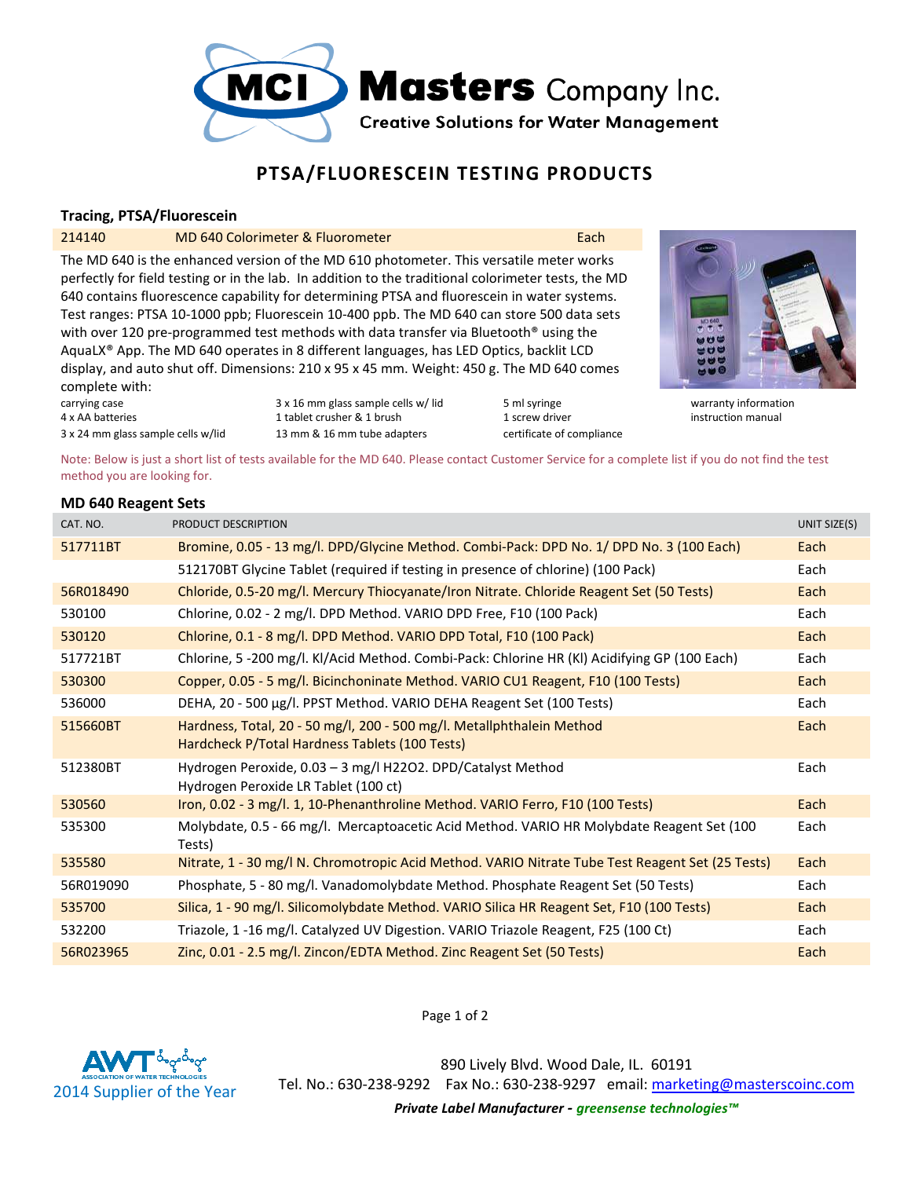# Masters Company Inc.

**Creative Solutions for Water Management**

## PTSA/FLUORESCEIN TESTING PRODUCTS

### Tracing, PTSA/Fluorescein

| 214140 | MD 640 Colorimeter & Fluorometer | Each |
|---|---|---|

The MD 640 is the enhanced version of the MD 610 photometer. This versatile meter works perfectly for field testing or in the lab. In addition to the traditional colorimeter tests, the MD 640 contains fluorescence capability for determining PTSA and fluorescein in water systems. Test ranges: PTSA 10-1000 ppb; Fluorescein 10-400 ppb. The MD 640 can store 500 data sets with over 120 pre-programmed test methods with data transfer via Bluetooth® using the AquaLX® App. The MD 640 operates in 8 different languages, has LED Optics, backlit LCD display, and auto shut off. Dimensions: 210 x 95 x 45 mm. Weight: 450 g. The MD 640 comes complete with:

- carrying case
- 4 x AA batteries
- 3 x 24 mm glass sample cells w/lid
- 3 x 16 mm glass sample cells w/ lid
- 1 tablet crusher & 1 brush
- 13 mm & 16 mm tube adapters
- 5 ml syringe
- 1 screw driver
- certificate of compliance
- warranty information
- instruction manual

Note: Below is just a short list of tests available for the MD 640. Please contact Customer Service for a complete list if you do not find the test method you are looking for.

### MD 640 Reagent Sets

| CAT. NO. | PRODUCT DESCRIPTION | UNIT SIZE(S) |
|---|---|---|
| 517711BT | Bromine, 0.05 - 13 mg/l. DPD/Glycine Method. Combi-Pack: DPD No. 1/ DPD No. 3 (100 Each) | Each |
| | 512170BT Glycine Tablet (required if testing in presence of chlorine) (100 Pack) | Each |
| 56R018490 | Chloride, 0.5-20 mg/l. Mercury Thiocyanate/Iron Nitrate. Chloride Reagent Set (50 Tests) | Each |
| 530100 | Chlorine, 0.02 - 2 mg/l. DPD Method. VARIO DPD Free, F10 (100 Pack) | Each |
| 530120 | Chlorine, 0.1 - 8 mg/l. DPD Method. VARIO DPD Total, F10 (100 Pack) | Each |
| 517721BT | Chlorine, 5 -200 mg/l. KI/Acid Method. Combi-Pack: Chlorine HR (KI) Acidifying GP (100 Each) | Each |
| 530300 | Copper, 0.05 - 5 mg/l. Bicinchoninate Method. VARIO CU1 Reagent, F10 (100 Tests) | Each |
| 536000 | DEHA, 20 - 500 µg/l. PPST Method. VARIO DEHA Reagent Set (100 Tests) | Each |
| 515660BT | Hardness, Total, 20 - 50 mg/l, 200 - 500 mg/l. Metallphthalein Method Hardcheck P/Total Hardness Tablets (100 Tests) | Each |
| 512380BT | Hydrogen Peroxide, 0.03 – 3 mg/l $H_2O_2$. DPD/Catalyst Method Hydrogen Peroxide LR Tablet (100 ct) | Each |
| 530560 | Iron, 0.02 - 3 mg/l. 1, 10-Phenanthroline Method. VARIO Ferro, F10 (100 Tests) | Each |
| 535300 | Molybdate, 0.5 - 66 mg/l. Mercaptoacetic Acid Method. VARIO HR Molybdate Reagent Set (100 Tests) | Each |
| 535580 | Nitrate, 1 - 30 mg/l N. Chromotropic Acid Method. VARIO Nitrate Tube Test Reagent Set (25 Tests) | Each |
| 56R019090 | Phosphate, 5 - 80 mg/l. Vanadomolybdate Method. Phosphate Reagent Set (50 Tests) | Each |
| 535700 | Silica, 1 - 90 mg/l. Silicomolybdate Method. VARIO Silica HR Reagent Set, F10 (100 Tests) | Each |
| 532200 | Triazole, 1 -16 mg/l. Catalyzed UV Digestion. VARIO Triazole Reagent, F25 (100 Ct) | Each |
| 56R023965 | Zinc, 0.01 - 2.5 mg/l. Zincon/EDTA Method. Zinc Reagent Set (50 Tests) | Each |

AWT Association of Water Technologies 2014 Supplier of the Year

890 Lively Blvd. Wood Dale, IL. 60191
Tel. No.: 630-238-9292 Fax No.: 630-238-9297 email: marketing@masterscoinc.com

***Private Label Manufacturer - greensense technologies™***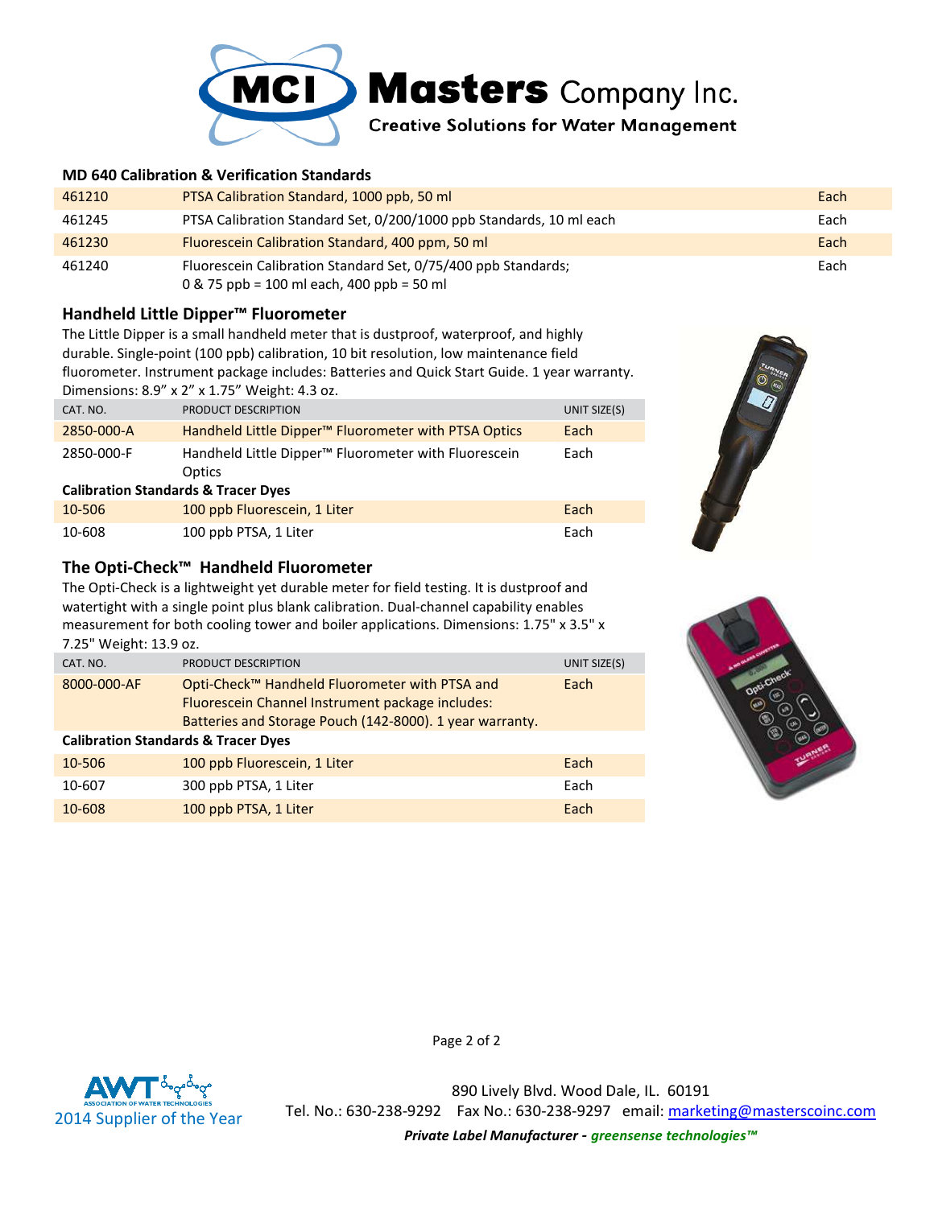# Masters Company Inc.

**Creative Solutions for Water Management**

## MD 640 Calibration & Verification Standards

| | | |
|---|---|---|
| 461210 | PTSA Calibration Standard, 1000 ppb, 50 ml | Each |
| 461245 | PTSA Calibration Standard Set, 0/200/1000 ppb Standards, 10 ml each | Each |
| 461230 | Fluorescein Calibration Standard, 400 ppm, 50 ml | Each |
| 461240 | Fluorescein Calibration Standard Set, 0/75/400 ppb Standards; 0 & 75 ppb = 100 ml each, 400 ppb = 50 ml | Each |

## Handheld Little Dipper™ Fluorometer

The Little Dipper is a small handheld meter that is dustproof, waterproof, and highly durable. Single-point (100 ppb) calibration, 10 bit resolution, low maintenance field fluorometer. Instrument package includes: Batteries and Quick Start Guide. 1 year warranty. Dimensions: 8.9" x 2" x 1.75" Weight: 4.3 oz.

| CAT. NO. | PRODUCT DESCRIPTION | UNIT SIZE(S) |
|---|---|---|
| 2850-000-A | Handheld Little Dipper™ Fluorometer with PTSA Optics | Each |
| 2850-000-F | Handheld Little Dipper™ Fluorometer with Fluorescein Optics | Each |
| **Calibration Standards & Tracer Dyes** | | |
| 10-506 | 100 ppb Fluorescein, 1 Liter | Each |
| 10-608 | 100 ppb PTSA, 1 Liter | Each |

## The Opti-Check™ Handheld Fluorometer

The Opti-Check is a lightweight yet durable meter for field testing. It is dustproof and watertight with a single point plus blank calibration. Dual-channel capability enables measurement for both cooling tower and boiler applications. Dimensions: 1.75" x 3.5" x 7.25" Weight: 13.9 oz.

| CAT. NO. | PRODUCT DESCRIPTION | UNIT SIZE(S) |
|---|---|---|
| 8000-000-AF | Opti-Check™ Handheld Fluorometer with PTSA and Fluorescein Channel Instrument package includes: Batteries and Storage Pouch (142-8000). 1 year warranty. | Each |
| **Calibration Standards & Tracer Dyes** | | |
| 10-506 | 100 ppb Fluorescein, 1 Liter | Each |
| 10-607 | 300 ppb PTSA, 1 Liter | Each |
| 10-608 | 100 ppb PTSA, 1 Liter | Each |

AWT Association of Water Technologies 2014 Supplier of the Year

890 Lively Blvd. Wood Dale, IL. 60191
Tel. No.: 630-238-9292 Fax No.: 630-238-9297 email: marketing@masterscoinc.com

***Private Label Manufacturer - greensense technologies™***